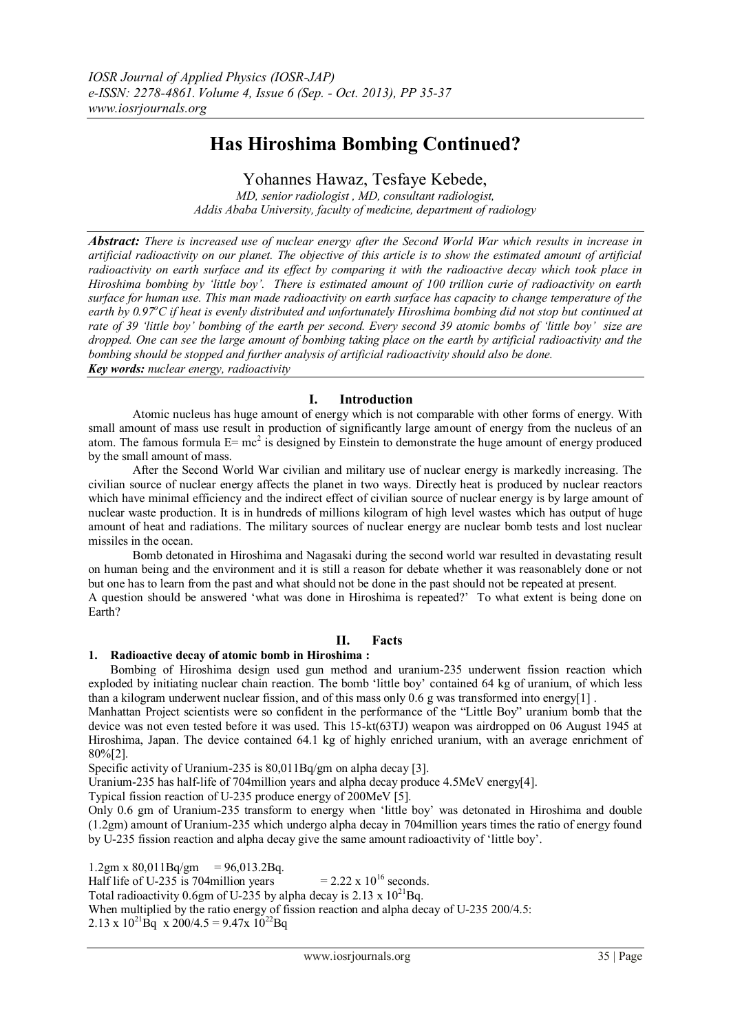# Has Hiroshima Bombing Continued?

Yohannes Hawaz, Tesfaye Kebede,

*MD, senior radiologist , MD, consultant radiologist,*
*Addis Ababa University, faculty of medicine, department of radiology*

***Abstract:*** *There is increased use of nuclear energy after the Second World War which results in increase in artificial radioactivity on our planet. The objective of this article is to show the estimated amount of artificial radioactivity on earth surface and its effect by comparing it with the radioactive decay which took place in Hiroshima bombing by 'little boy'. There is estimated amount of 100 trillion curie of radioactivity on earth surface for human use. This man made radioactivity on earth surface has capacity to change temperature of the earth by 0.97°C if heat is evenly distributed and unfortunately Hiroshima bombing did not stop but continued at rate of 39 'little boy' bombing of the earth per second. Every second 39 atomic bombs of 'little boy' size are dropped. One can see the large amount of bombing taking place on the earth by artificial radioactivity and the bombing should be stopped and further analysis of artificial radioactivity should also be done.*

***Key words:*** *nuclear energy, radioactivity*

## I. Introduction

Atomic nucleus has huge amount of energy which is not comparable with other forms of energy. With small amount of mass use result in production of significantly large amount of energy from the nucleus of an atom. The famous formula $E= mc^2$ is designed by Einstein to demonstrate the huge amount of energy produced by the small amount of mass.

After the Second World War civilian and military use of nuclear energy is markedly increasing. The civilian source of nuclear energy affects the planet in two ways. Directly heat is produced by nuclear reactors which have minimal efficiency and the indirect effect of civilian source of nuclear energy is by large amount of nuclear waste production. It is in hundreds of millions kilogram of high level wastes which has output of huge amount of heat and radiations. The military sources of nuclear energy are nuclear bomb tests and lost nuclear missiles in the ocean.

Bomb detonated in Hiroshima and Nagasaki during the second world war resulted in devastating result on human being and the environment and it is still a reason for debate whether it was reasonablely done or not but one has to learn from the past and what should not be done in the past should not be repeated at present.

A question should be answered 'what was done in Hiroshima is repeated?' To what extent is being done on Earth?

## II. Facts

### 1. Radioactive decay of atomic bomb in Hiroshima :

Bombing of Hiroshima design used gun method and uranium-235 underwent fission reaction which exploded by initiating nuclear chain reaction. The bomb 'little boy' contained 64 kg of uranium, of which less than a kilogram underwent nuclear fission, and of this mass only 0.6 g was transformed into energy[1] .

Manhattan Project scientists were so confident in the performance of the "Little Boy" uranium bomb that the device was not even tested before it was used. This 15-kt(63TJ) weapon was airdropped on 06 August 1945 at Hiroshima, Japan. The device contained 64.1 kg of highly enriched uranium, with an average enrichment of 80%[2].

Specific activity of Uranium-235 is 80,011Bq/gm on alpha decay [3].

Uranium-235 has half-life of 704million years and alpha decay produce 4.5MeV energy[4].

Typical fission reaction of U-235 produce energy of 200MeV [5].

Only 0.6 gm of Uranium-235 transform to energy when 'little boy' was detonated in Hiroshima and double (1.2gm) amount of Uranium-235 which undergo alpha decay in 704million years times the ratio of energy found by U-235 fission reaction and alpha decay give the same amount radioactivity of 'little boy'.

1.2gm x 80,011Bq/gm = 96,013.2Bq.

Half life of U-235 is 704million years = $2.22 \times 10^{16}$ seconds.

Total radioactivity 0.6gm of U-235 by alpha decay is $2.13 \times 10^{21}$Bq.

When multiplied by the ratio energy of fission reaction and alpha decay of U-235 200/4.5:

$2.13 \times 10^{21}\text{Bq} \times 200/4.5 = 9.47 \times 10^{22}\text{Bq}$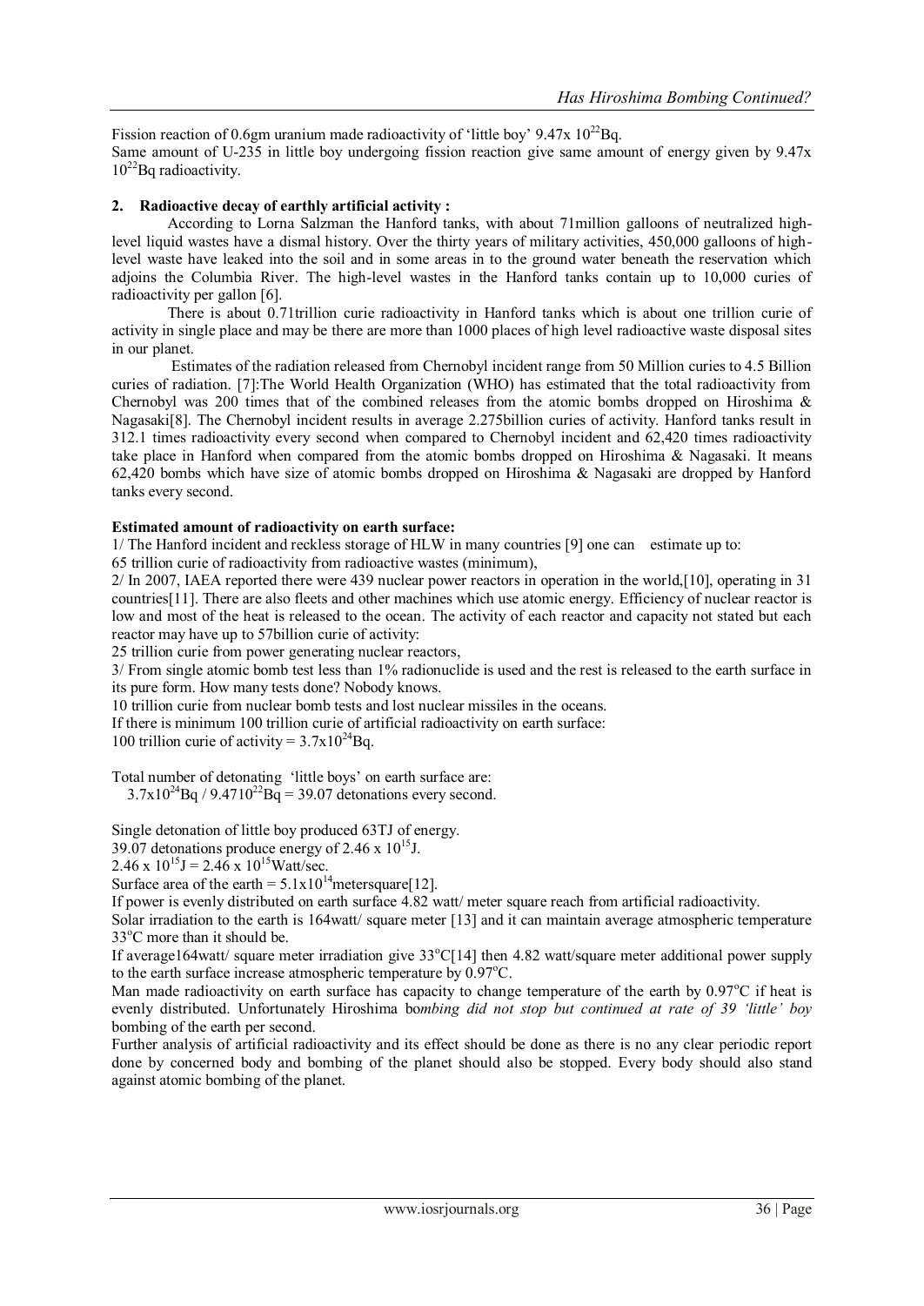Fission reaction of 0.6gm uranium made radioactivity of 'little boy' $9.47x\ 10^{22}$Bq.

Same amount of U-235 in little boy undergoing fission reaction give same amount of energy given by $9.47x\ 10^{22}$Bq radioactivity.

**2. Radioactive decay of earthly artificial activity :**

According to Lorna Salzman the Hanford tanks, with about 71million galloons of neutralized high-level liquid wastes have a dismal history. Over the thirty years of military activities, 450,000 gallons of high-level waste have leaked into the soil and in some areas in to the ground water beneath the reservation which adjoins the Columbia River. The high-level wastes in the Hanford tanks contain up to 10,000 curies of radioactivity per gallon [6].

There is about 0.71trillion curie radioactivity in Hanford tanks which is about one trillion curie of activity in single place and may be there are more than 1000 places of high level radioactive waste disposal sites in our planet.

Estimates of the radiation released from Chernobyl incident range from 50 Million curies to 4.5 Billion curies of radiation. [7]:The World Health Organization (WHO) has estimated that the total radioactivity from Chernobyl was 200 times that of the combined releases from the atomic bombs dropped on Hiroshima & Nagasaki[8]. The Chernobyl incident results in average 2.275billion curies of activity. Hanford tanks result in 312.1 times radioactivity every second when compared to Chernobyl incident and 62,420 times radioactivity take place in Hanford when compared from the atomic bombs dropped on Hiroshima & Nagasaki. It means 62,420 bombs which have size of atomic bombs dropped on Hiroshima & Nagasaki are dropped by Hanford tanks every second.

**Estimated amount of radioactivity on earth surface:**

1/ The Hanford incident and reckless storage of HLW in many countries [9] one can estimate up to:

65 trillion curie of radioactivity from radioactive wastes (minimum),

2/ In 2007, IAEA reported there were 439 nuclear power reactors in operation in the world,[10], operating in 31 countries[11]. There are also fleets and other machines which use atomic energy. Efficiency of nuclear reactor is low and most of the heat is released to the ocean. The activity of each reactor and capacity not stated but each reactor may have up to 57billion curie of activity:

25 trillion curie from power generating nuclear reactors,

3/ From single atomic bomb test less than 1% radionuclide is used and the rest is released to the earth surface in its pure form. How many tests done? Nobody knows.

10 trillion curie from nuclear bomb tests and lost nuclear missiles in the oceans.

If there is minimum 100 trillion curie of artificial radioactivity on earth surface:

100 trillion curie of activity = $3.7x10^{24}$Bq.

Total number of detonating 'little boys' on earth surface are:

$3.7x10^{24}$Bq / $9.4710^{22}$Bq = 39.07 detonations every second.

Single detonation of little boy produced 63TJ of energy.

39.07 detonations produce energy of $2.46\ x\ 10^{15}$J.

$2.46\ x\ 10^{15}$J = $2.46\ x\ 10^{15}$Watt/sec.

Surface area of the earth = $5.1x10^{14}$meterssquare[12].

If power is evenly distributed on earth surface 4.82 watt/ meter square reach from artificial radioactivity.

Solar irradiation to the earth is 164watt/ square meter [13] and it can maintain average atmospheric temperature 33$^{o}$C more than it should be.

If average164watt/ square meter irradiation give 33$^{o}$C[14] then 4.82 watt/square meter additional power supply to the earth surface increase atmospheric temperature by 0.97$^{o}$C.

Man made radioactivity on earth surface has capacity to change temperature of the earth by 0.97$^{o}$C if heat is evenly distributed. Unfortunately Hiroshima bo*mbing did not stop but continued at rate of 39 'little' boy* bombing of the earth per second.

Further analysis of artificial radioactivity and its effect should be done as there is no any clear periodic report done by concerned body and bombing of the planet should also be stopped. Every body should also stand against atomic bombing of the planet.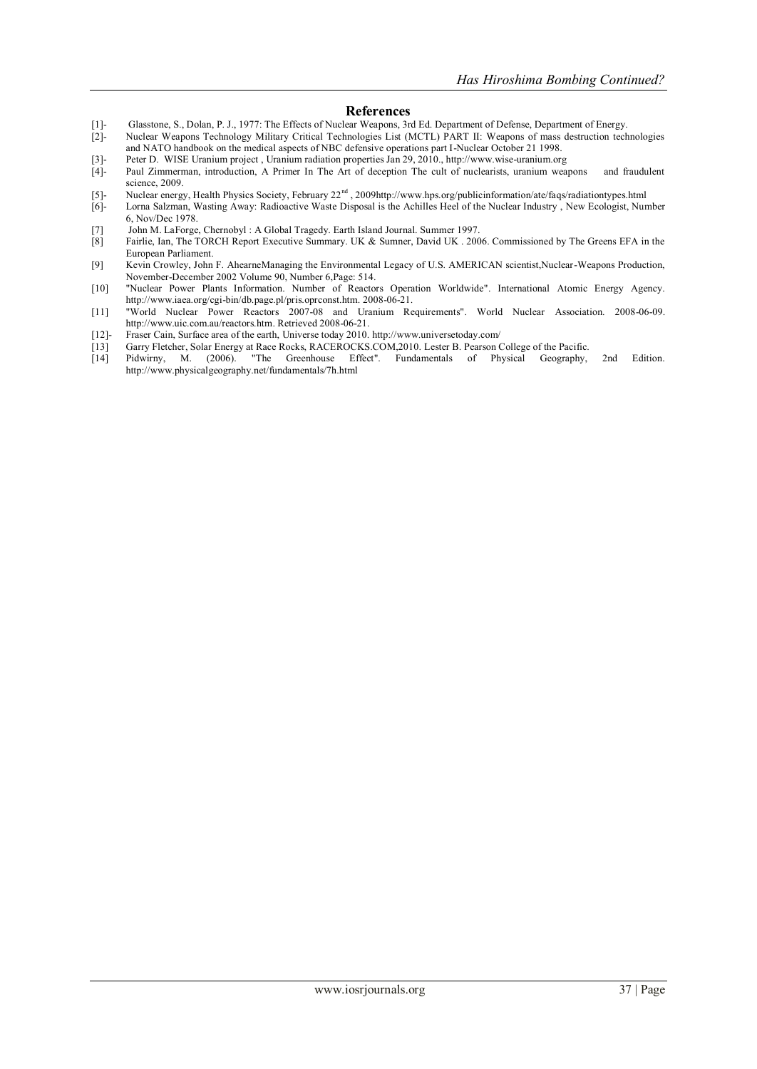## References

[1]- Glasstone, S., Dolan, P. J., 1977: The Effects of Nuclear Weapons, 3rd Ed. Department of Defense, Department of Energy.

[2]- Nuclear Weapons Technology Military Critical Technologies List (MCTL) PART II: Weapons of mass destruction technologies and NATO handbook on the medical aspects of NBC defensive operations part I-Nuclear October 21 1998.

[3]- Peter D. WISE Uranium project , Uranium radiation properties Jan 29, 2010., http://www.wise-uranium.org

[4]- Paul Zimmerman, introduction, A Primer In The Art of deception The cult of nuclearists, uranium weapons and fraudulent science, 2009.

[5]- Nuclear energy, Health Physics Society, February 22nd , 2009http://www.hps.org/publicinformation/ate/faqs/radiationtypes.html

[6]- Lorna Salzman, Wasting Away: Radioactive Waste Disposal is the Achilles Heel of the Nuclear Industry , New Ecologist, Number 6, Nov/Dec 1978.

[7] John M. LaForge, Chernobyl : A Global Tragedy. Earth Island Journal. Summer 1997.

[8] Fairlie, Ian, The TORCH Report Executive Summary. UK & Sumner, David UK . 2006. Commissioned by The Greens EFA in the European Parliament.

[9] Kevin Crowley, John F. AhearneManaging the Environmental Legacy of U.S. AMERICAN scientist,Nuclear-Weapons Production, November-December 2002 Volume 90, Number 6,Page: 514.

[10] "Nuclear Power Plants Information. Number of Reactors Operation Worldwide". International Atomic Energy Agency. http://www.iaea.org/cgi-bin/db.page.pl/pris.oprconst.htm. 2008-06-21.

[11] "World Nuclear Power Reactors 2007-08 and Uranium Requirements". World Nuclear Association. 2008-06-09. http://www.uic.com.au/reactors.htm. Retrieved 2008-06-21.

[12]- Fraser Cain, Surface area of the earth, Universe today 2010. http://www.universetoday.com/

[13] Garry Fletcher, Solar Energy at Race Rocks, RACEROCKS.COM,2010. Lester B. Pearson College of the Pacific.

[14] Pidwirny, M. (2006). "The Greenhouse Effect". Fundamentals of Physical Geography, 2nd Edition. http://www.physicalgeography.net/fundamentals/7h.html